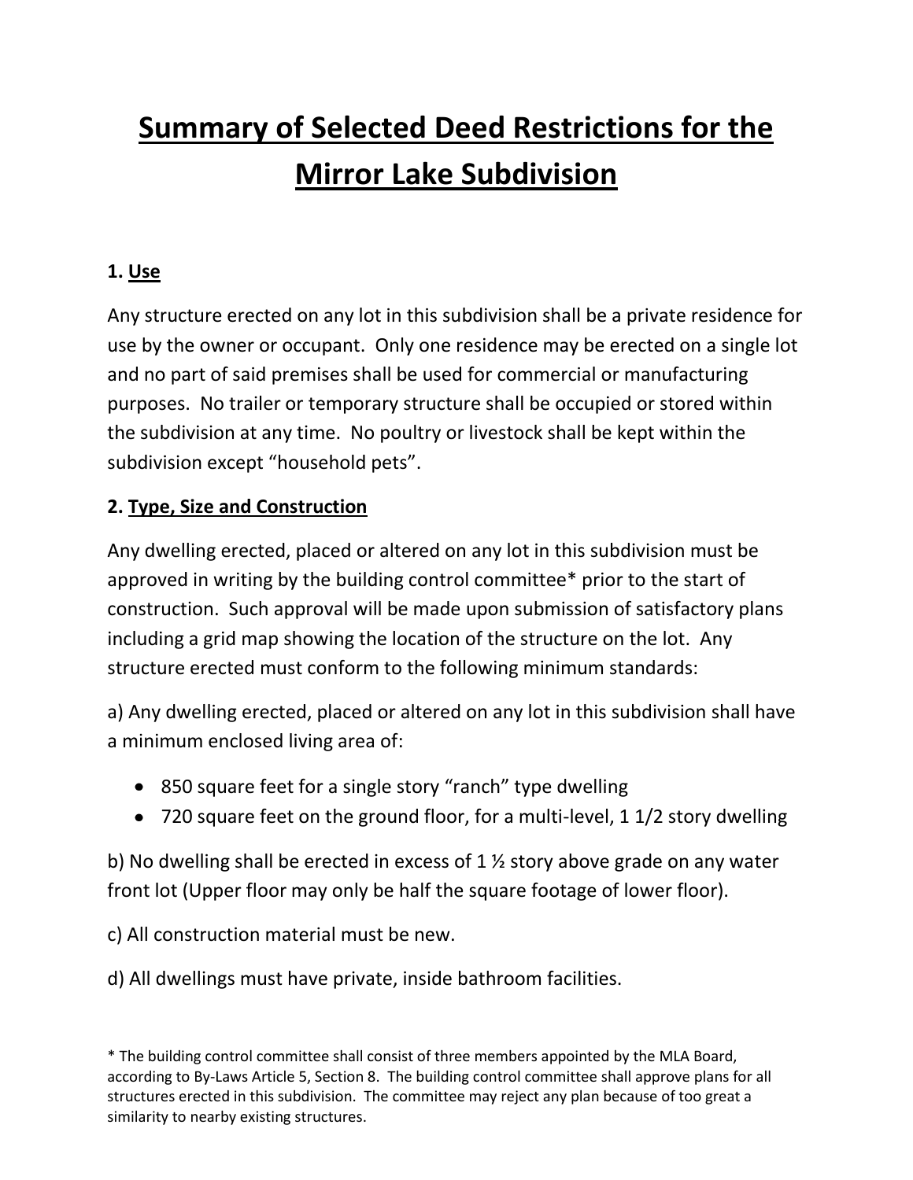# Summary of Selected Deed Restrictions for the Mirror Lake Subdivision

**1. Use**

Any structure erected on any lot in this subdivision shall be a private residence for use by the owner or occupant. Only one residence may be erected on a single lot and no part of said premises shall be used for commercial or manufacturing purposes. No trailer or temporary structure shall be occupied or stored within the subdivision at any time. No poultry or livestock shall be kept within the subdivision except "household pets".

**2. Type, Size and Construction**

Any dwelling erected, placed or altered on any lot in this subdivision must be approved in writing by the building control committee* prior to the start of construction. Such approval will be made upon submission of satisfactory plans including a grid map showing the location of the structure on the lot. Any structure erected must conform to the following minimum standards:

a) Any dwelling erected, placed or altered on any lot in this subdivision shall have a minimum enclosed living area of:

- 850 square feet for a single story "ranch" type dwelling
- 720 square feet on the ground floor, for a multi-level, 1 1/2 story dwelling

b) No dwelling shall be erected in excess of 1 ½ story above grade on any water front lot (Upper floor may only be half the square footage of lower floor).

c) All construction material must be new.

d) All dwellings must have private, inside bathroom facilities.

* The building control committee shall consist of three members appointed by the MLA Board, according to By-Laws Article 5, Section 8. The building control committee shall approve plans for all structures erected in this subdivision. The committee may reject any plan because of too great a similarity to nearby existing structures.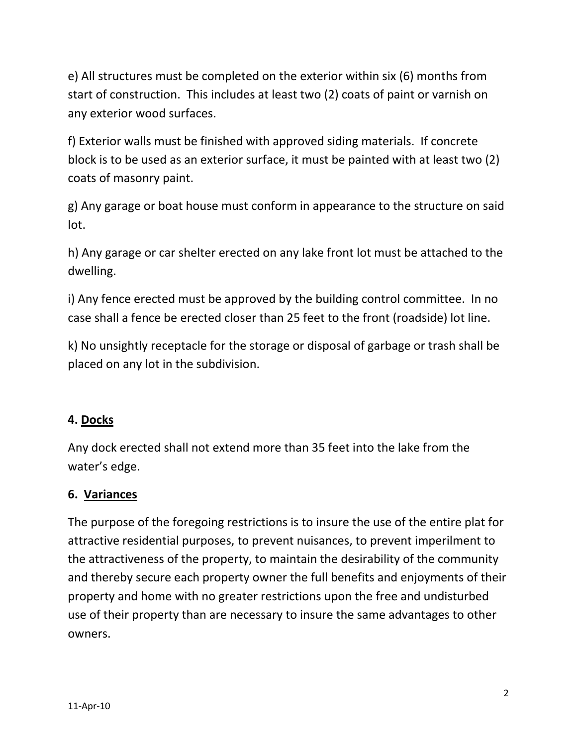e) All structures must be completed on the exterior within six (6) months from start of construction. This includes at least two (2) coats of paint or varnish on any exterior wood surfaces.

f) Exterior walls must be finished with approved siding materials. If concrete block is to be used as an exterior surface, it must be painted with at least two (2) coats of masonry paint.

g) Any garage or boat house must conform in appearance to the structure on said lot.

h) Any garage or car shelter erected on any lake front lot must be attached to the dwelling.

i) Any fence erected must be approved by the building control committee. In no case shall a fence be erected closer than 25 feet to the front (roadside) lot line.

k) No unsightly receptacle for the storage or disposal of garbage or trash shall be placed on any lot in the subdivision.

**4. Docks**

Any dock erected shall not extend more than 35 feet into the lake from the water's edge.

**6. Variances**

The purpose of the foregoing restrictions is to insure the use of the entire plat for attractive residential purposes, to prevent nuisances, to prevent imperilment to the attractiveness of the property, to maintain the desirability of the community and thereby secure each property owner the full benefits and enjoyments of their property and home with no greater restrictions upon the free and undisturbed use of their property than are necessary to insure the same advantages to other owners.

11-Apr-10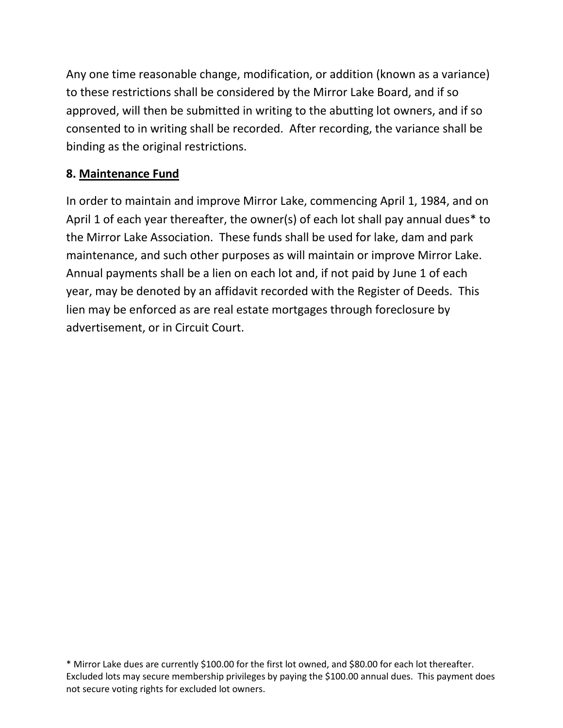Any one time reasonable change, modification, or addition (known as a variance) to these restrictions shall be considered by the Mirror Lake Board, and if so approved, will then be submitted in writing to the abutting lot owners, and if so consented to in writing shall be recorded. After recording, the variance shall be binding as the original restrictions.

**8. <u>Maintenance Fund</u>**

In order to maintain and improve Mirror Lake, commencing April 1, 1984, and on April 1 of each year thereafter, the owner(s) of each lot shall pay annual dues* to the Mirror Lake Association. These funds shall be used for lake, dam and park maintenance, and such other purposes as will maintain or improve Mirror Lake. Annual payments shall be a lien on each lot and, if not paid by June 1 of each year, may be denoted by an affidavit recorded with the Register of Deeds. This lien may be enforced as are real estate mortgages through foreclosure by advertisement, or in Circuit Court.

* Mirror Lake dues are currently $100.00 for the first lot owned, and $80.00 for each lot thereafter. Excluded lots may secure membership privileges by paying the $100.00 annual dues. This payment does not secure voting rights for excluded lot owners.